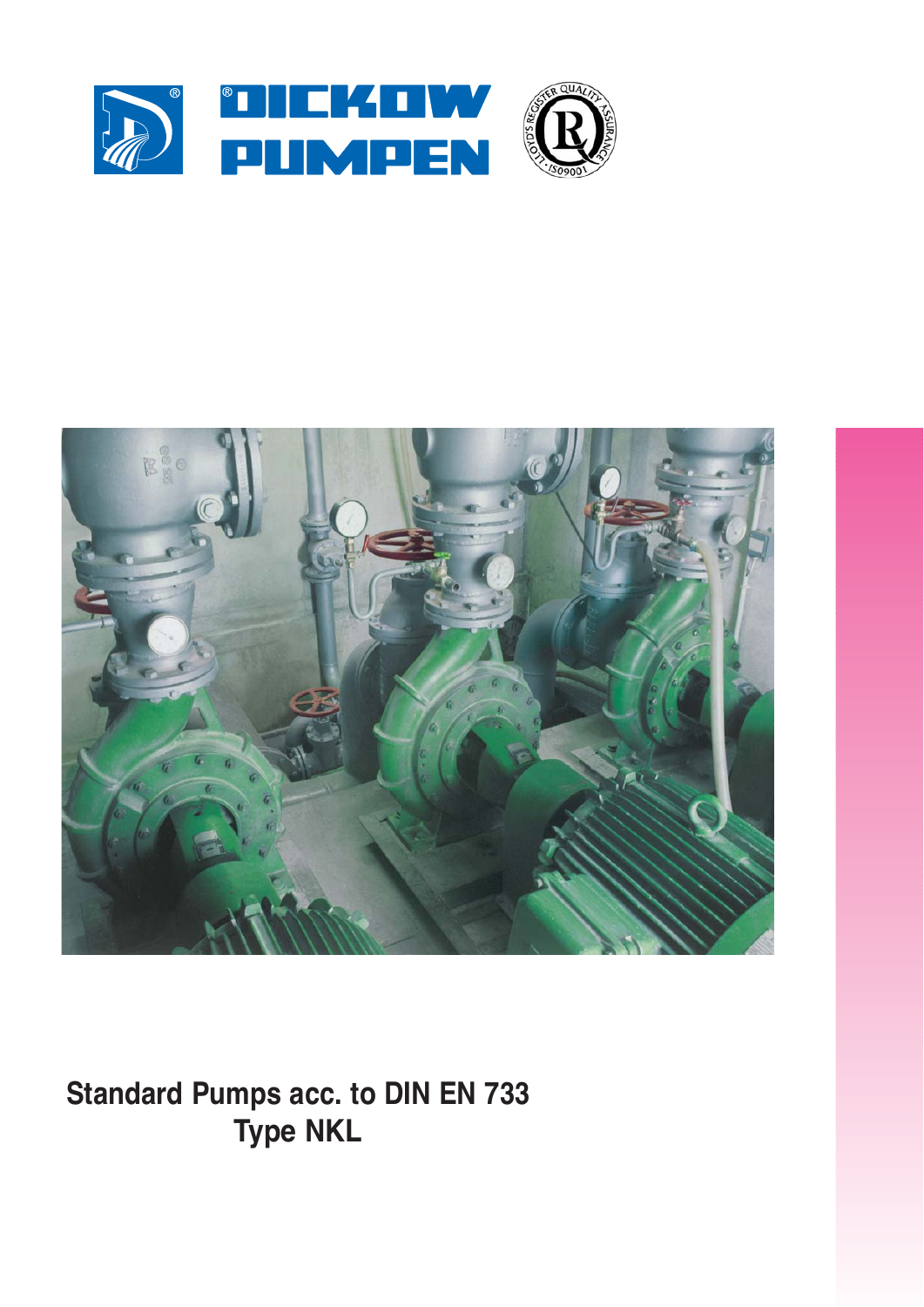DICKOW PUMPEN

# Standard Pumps acc. to DIN EN 733

## Type NKL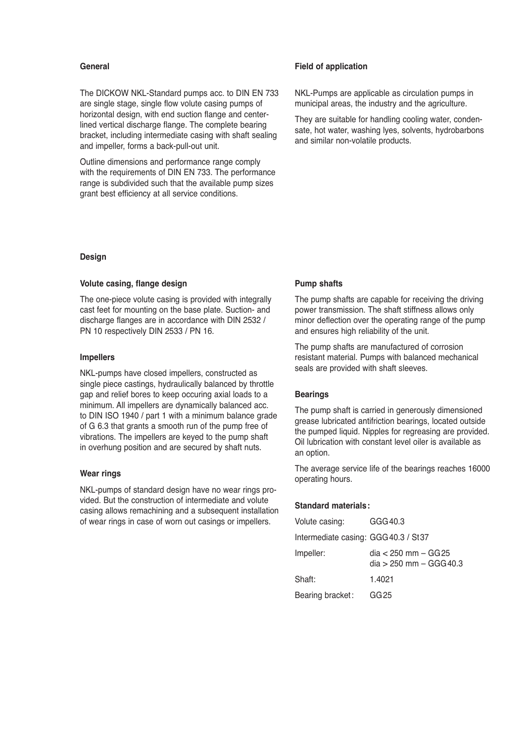## General

The DICKOW NKL-Standard pumps acc. to DIN EN 733 are single stage, single flow volute casing pumps of horizontal design, with end suction flange and center-lined vertical discharge flange. The complete bearing bracket, including intermediate casing with shaft sealing and impeller, forms a back-pull-out unit.

Outline dimensions and performance range comply with the requirements of DIN EN 733. The performance range is subdivided such that the available pump sizes grant best efficiency at all service conditions.

## Field of application

NKL-Pumps are applicable as circulation pumps in municipal areas, the industry and the agriculture.

They are suitable for handling cooling water, condensate, hot water, washing lyes, solvents, hydrobarbons and similar non-volatile products.

## Design

### Volute casing, flange design

The one-piece volute casing is provided with integrally cast feet for mounting on the base plate. Suction- and discharge flanges are in accordance with DIN 2532 / PN 10 respectively DIN 2533 / PN 16.

### Impellers

NKL-pumps have closed impellers, constructed as single piece castings, hydraulically balanced by throttle gap and relief bores to keep occuring axial loads to a minimum. All impellers are dynamically balanced acc. to DIN ISO 1940 / part 1 with a minimum balance grade of G 6.3 that grants a smooth run of the pump free of vibrations. The impellers are keyed to the pump shaft in overhung position and are secured by shaft nuts.

### Wear rings

NKL-pumps of standard design have no wear rings provided. But the construction of intermediate and volute casing allows remachining and a subsequent installation of wear rings in case of worn out casings or impellers.

### Pump shafts

The pump shafts are capable for receiving the driving power transmission. The shaft stiffness allows only minor deflection over the operating range of the pump and ensures high reliability of the unit.

The pump shafts are manufactured of corrosion resistant material. Pumps with balanced mechanical seals are provided with shaft sleeves.

### Bearings

The pump shaft is carried in generously dimensioned grease lubricated antifriction bearings, located outside the pumped liquid. Nipples for regreasing are provided. Oil lubrication with constant level oiler is available as an option.

The average service life of the bearings reaches 16000 operating hours.

### Standard materials:

| | |
|---|---|
| Volute casing: | GGG 40.3 |
| Intermediate casing: | GGG 40.3 / St 37 |
| Impeller: | dia < 250 mm – GG 25<br>dia > 250 mm – GGG 40.3 |
| Shaft: | 1.4021 |
| Bearing bracket: | GG 25 |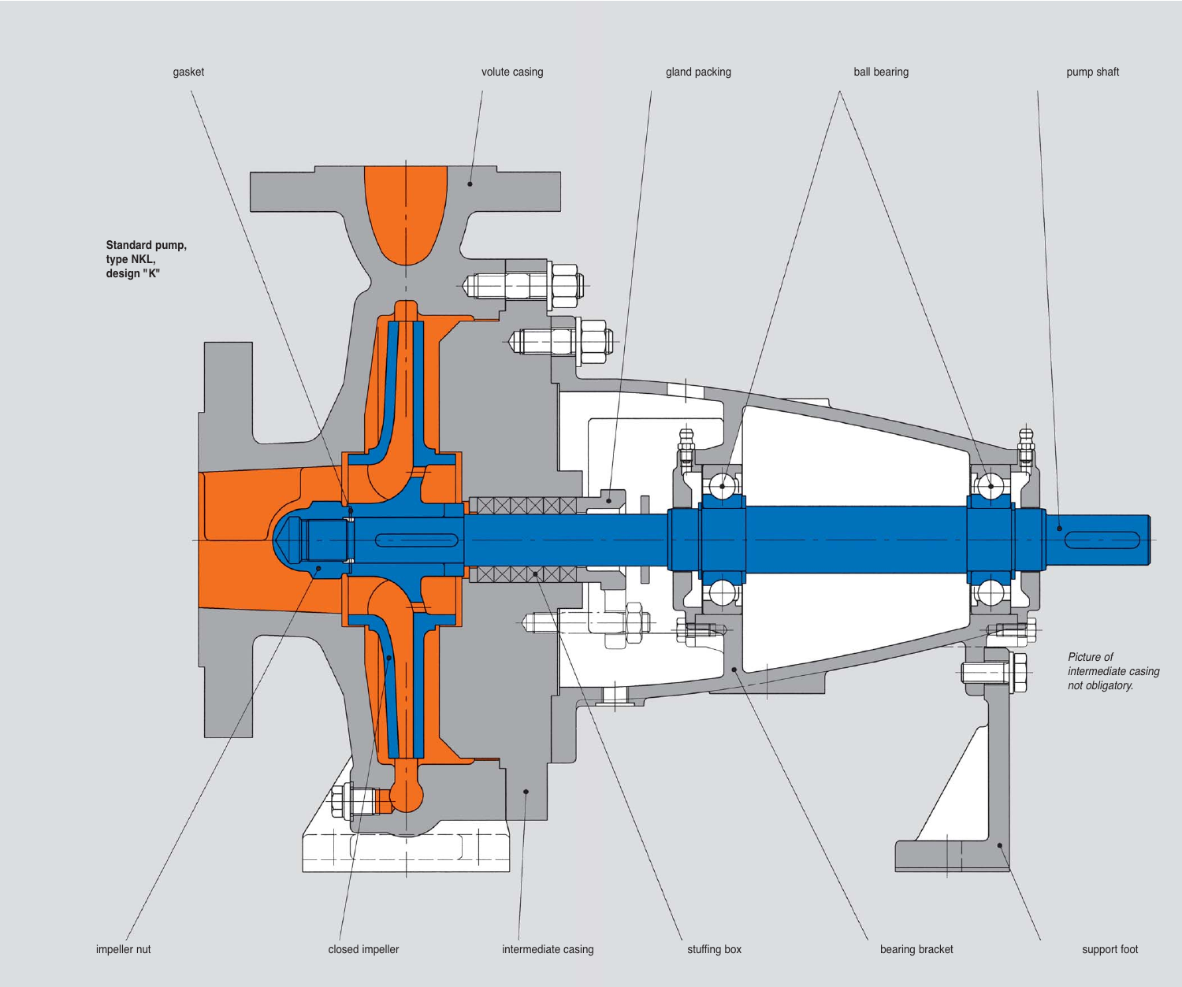**Standard pump, type NKL, design "K"**

gasket

volute casing

gland packing

ball bearing

pump shaft

*Picture of intermediate casing not obligatory.*

impeller nut

closed impeller

intermediate casing

stuffing box

bearing bracket

support foot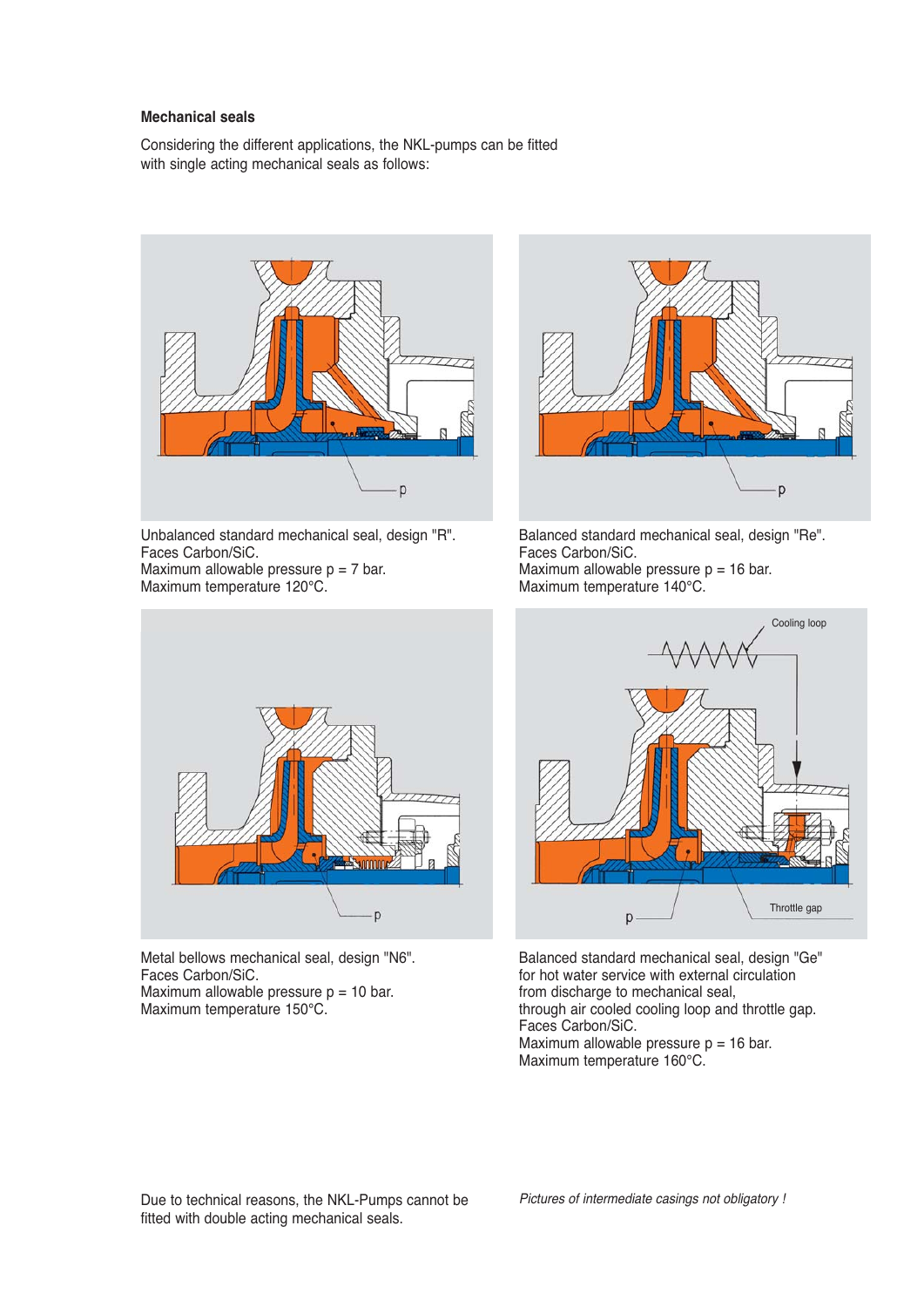**Mechanical seals**

Considering the different applications, the NKL-pumps can be fitted with single acting mechanical seals as follows:

Unbalanced standard mechanical seal, design "R".
Faces Carbon/SiC.
Maximum allowable pressure p = 7 bar.
Maximum temperature 120°C.

Balanced standard mechanical seal, design "Re".
Faces Carbon/SiC.
Maximum allowable pressure p = 16 bar.
Maximum temperature 140°C.

Metal bellows mechanical seal, design "N6".
Faces Carbon/SiC.
Maximum allowable pressure p = 10 bar.
Maximum temperature 150°C.

Balanced standard mechanical seal, design "Ge" for hot water service with external circulation from discharge to mechanical seal, through air cooled cooling loop and throttle gap.
Faces Carbon/SiC.
Maximum allowable pressure p = 16 bar.
Maximum temperature 160°C.

Due to technical reasons, the NKL-Pumps cannot be fitted with double acting mechanical seals.

*Pictures of intermediate casings not obligatory !*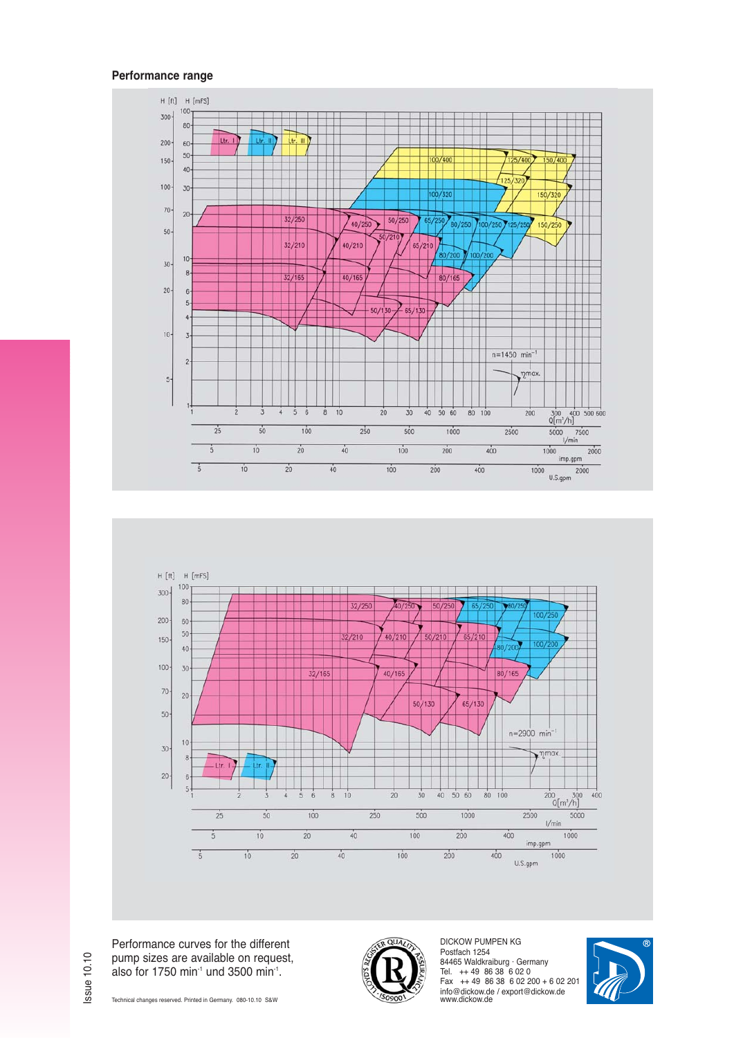## Performance range

H [ft] H [mFS]

Ltr. I
Ltr. II
Ltr. III

100/400
125/400
150/400
125/320
100/320
150/320
32/250
40/250
50/250
65/250
80/250
100/250
125/250
150/250
50/210
32/210
40/210
65/210
80/200
100/200
32/165
40/165
80/165
50/130
65/130

n=1450 $min^{-1}$

ηmax.

Q[m³/h]
l/min
imp.gpm
U.S.gpm

H [ft] H [mFS]

32/250
40/250
50/250
65/250
80/250
100/250
32/210
40/210
50/210
65/210
80/200
100/200
32/165
40/165
80/165
50/130
65/130

n=2900 $min^{-1}$

ηmax

Ltr. I
Ltr. II

Q[m³/h]
l/min
imp.gpm
U.S.gpm

Performance curves for the different pump sizes are available on request, also for 1750 $min^{-1}$ und 3500 $min^{-1}$.

Technical changes reserved. Printed in Germany. 080-10.10 S&W

DICKOW PUMPEN KG
Postfach 1254
84465 Waldkraiburg · Germany
Tel. ++ 49 86 38 6 02 0
Fax ++ 49 86 38 6 02 200 + 6 02 201
info@dickow.de / export@dickow.de
www.dickow.de

Issue 10.10